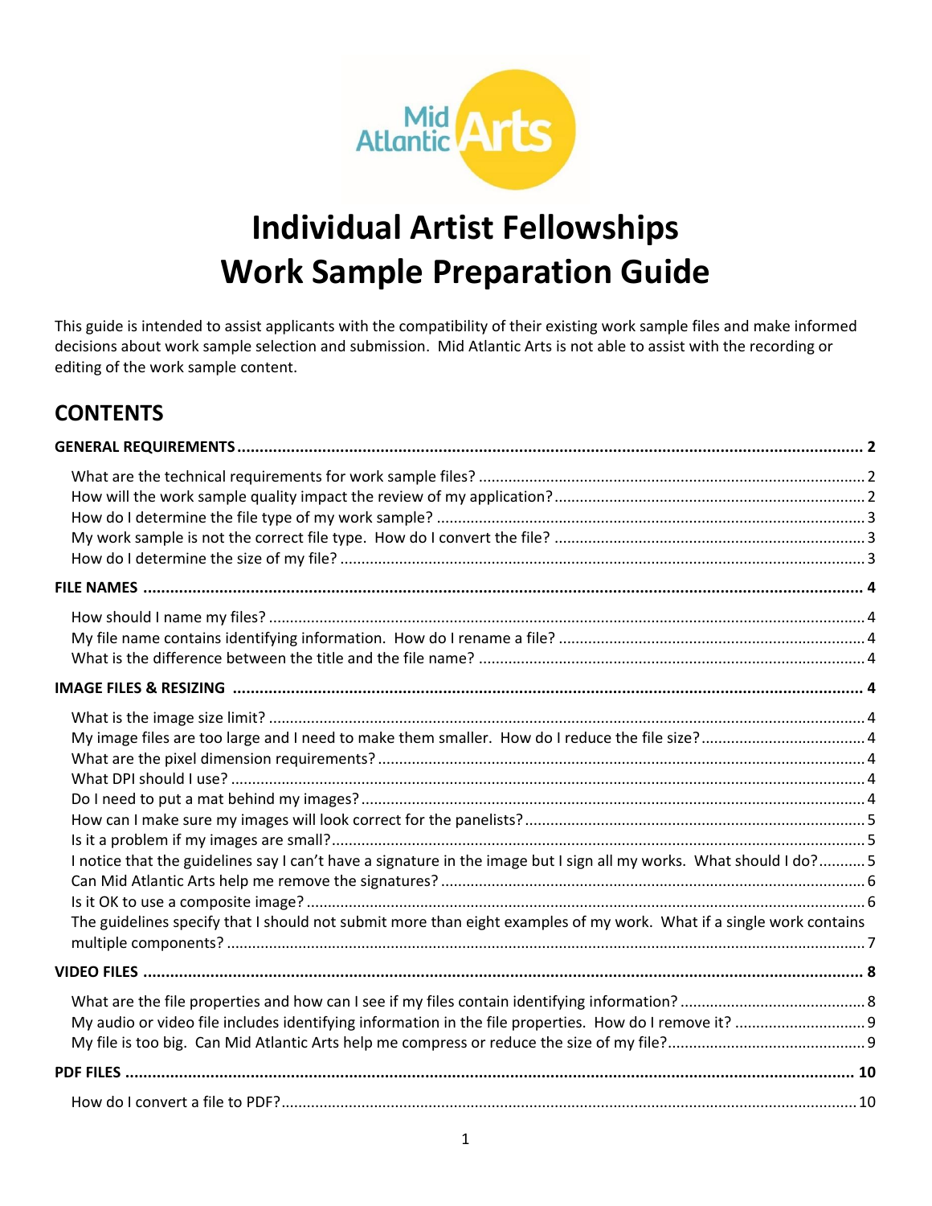Mid Atlantic Arts

# Individual Artist Fellowships
# Work Sample Preparation Guide

This guide is intended to assist applicants with the compatibility of their existing work sample files and make informed decisions about work sample selection and submission. Mid Atlantic Arts is not able to assist with the recording or editing of the work sample content.

## CONTENTS

**GENERAL REQUIREMENTS** ..... **2**

- What are the technical requirements for work sample files? ..... 2
- How will the work sample quality impact the review of my application? ..... 2
- How do I determine the file type of my work sample? ..... 3
- My work sample is not the correct file type. How do I convert the file? ..... 3
- How do I determine the size of my file? ..... 3

**FILE NAMES** ..... **4**

- How should I name my files? ..... 4
- My file name contains identifying information. How do I rename a file? ..... 4
- What is the difference between the title and the file name? ..... 4

**IMAGE FILES & RESIZING** ..... **4**

- What is the image size limit? ..... 4
- My image files are too large and I need to make them smaller. How do I reduce the file size? ..... 4
- What are the pixel dimension requirements? ..... 4
- What DPI should I use? ..... 4
- Do I need to put a mat behind my images? ..... 4
- How can I make sure my images will look correct for the panelists? ..... 5
- Is it a problem if my images are small? ..... 5
- I notice that the guidelines say I can't have a signature in the image but I sign all my works. What should I do? ..... 5
- Can Mid Atlantic Arts help me remove the signatures? ..... 6
- Is it OK to use a composite image? ..... 6
- The guidelines specify that I should not submit more than eight examples of my work. What if a single work contains multiple components? ..... 7

**VIDEO FILES** ..... **8**

- What are the file properties and how can I see if my files contain identifying information? ..... 8
- My audio or video file includes identifying information in the file properties. How do I remove it? ..... 9
- My file is too big. Can Mid Atlantic Arts help me compress or reduce the size of my file? ..... 9

**PDF FILES** ..... **10**

- How do I convert a file to PDF? ..... 10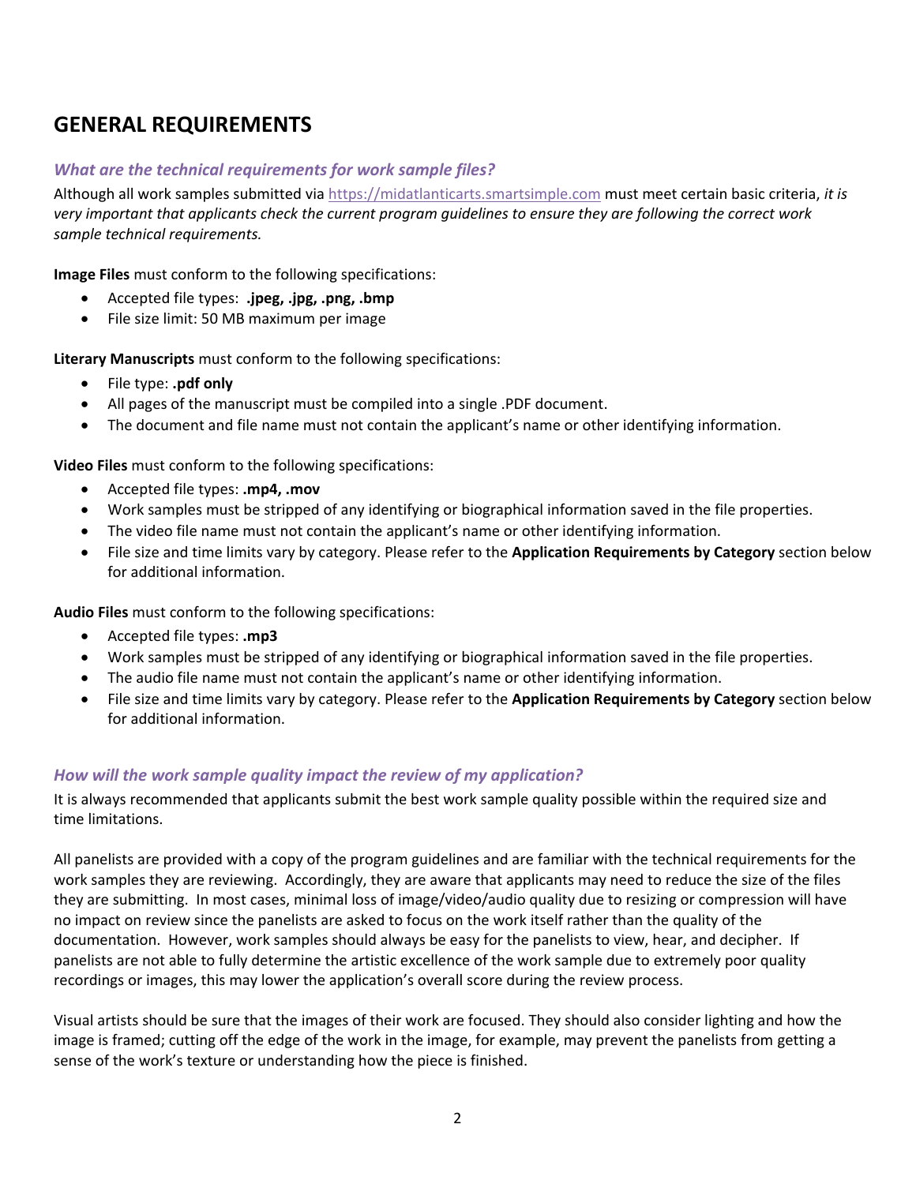# GENERAL REQUIREMENTS

### *What are the technical requirements for work sample files?*

Although all work samples submitted via [https://midatlanticarts.smartsimple.com](https://midatlanticarts.smartsimple.com) must meet certain basic criteria, *it is very important that applicants check the current program guidelines to ensure they are following the correct work sample technical requirements.*

**Image Files** must conform to the following specifications:

- Accepted file types: **.jpeg, .jpg, .png, .bmp**
- File size limit: 50 MB maximum per image

**Literary Manuscripts** must conform to the following specifications:

- File type: **.pdf only**
- All pages of the manuscript must be compiled into a single .PDF document.
- The document and file name must not contain the applicant's name or other identifying information.

**Video Files** must conform to the following specifications:

- Accepted file types: **.mp4, .mov**
- Work samples must be stripped of any identifying or biographical information saved in the file properties.
- The video file name must not contain the applicant's name or other identifying information.
- File size and time limits vary by category. Please refer to the **Application Requirements by Category** section below for additional information.

**Audio Files** must conform to the following specifications:

- Accepted file types: **.mp3**
- Work samples must be stripped of any identifying or biographical information saved in the file properties.
- The audio file name must not contain the applicant's name or other identifying information.
- File size and time limits vary by category. Please refer to the **Application Requirements by Category** section below for additional information.

### *How will the work sample quality impact the review of my application?*

It is always recommended that applicants submit the best work sample quality possible within the required size and time limitations.

All panelists are provided with a copy of the program guidelines and are familiar with the technical requirements for the work samples they are reviewing. Accordingly, they are aware that applicants may need to reduce the size of the files they are submitting. In most cases, minimal loss of image/video/audio quality due to resizing or compression will have no impact on review since the panelists are asked to focus on the work itself rather than the quality of the documentation. However, work samples should always be easy for the panelists to view, hear, and decipher. If panelists are not able to fully determine the artistic excellence of the work sample due to extremely poor quality recordings or images, this may lower the application's overall score during the review process.

Visual artists should be sure that the images of their work are focused. They should also consider lighting and how the image is framed; cutting off the edge of the work in the image, for example, may prevent the panelists from getting a sense of the work's texture or understanding how the piece is finished.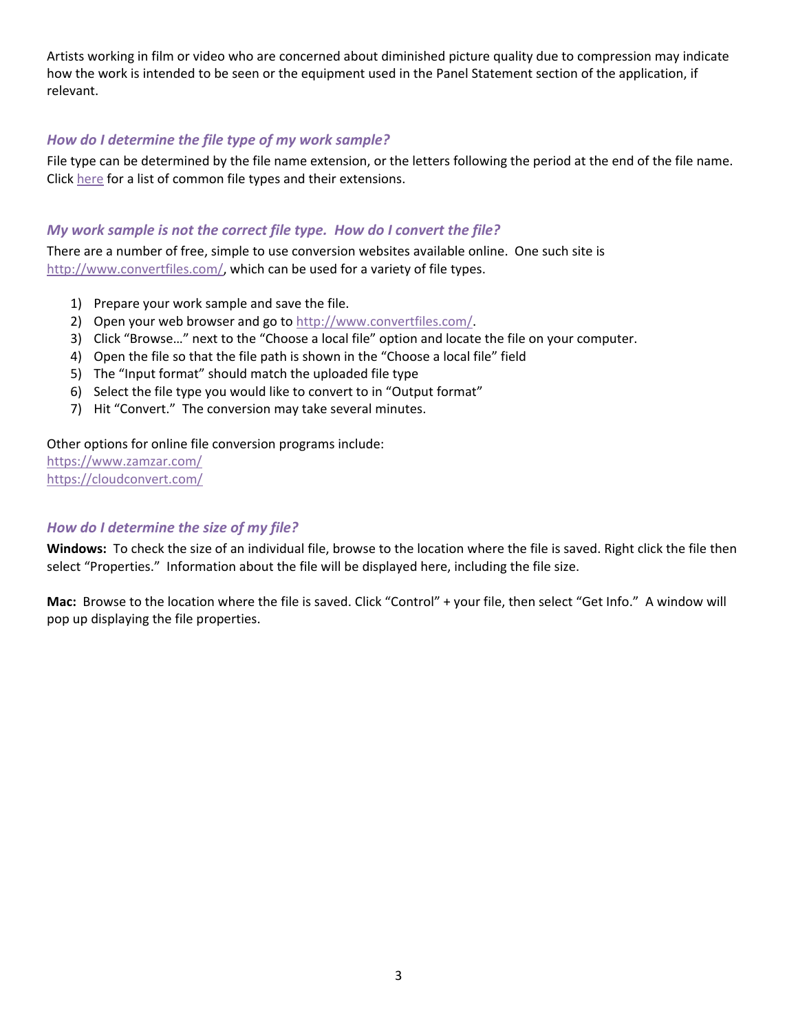Artists working in film or video who are concerned about diminished picture quality due to compression may indicate how the work is intended to be seen or the equipment used in the Panel Statement section of the application, if relevant.

### *How do I determine the file type of my work sample?*

File type can be determined by the file name extension, or the letters following the period at the end of the file name. Click here for a list of common file types and their extensions.

### *My work sample is not the correct file type. How do I convert the file?*

There are a number of free, simple to use conversion websites available online. One such site is http://www.convertfiles.com/, which can be used for a variety of file types.

1) Prepare your work sample and save the file.
2) Open your web browser and go to http://www.convertfiles.com/.
3) Click "Browse…" next to the "Choose a local file" option and locate the file on your computer.
4) Open the file so that the file path is shown in the "Choose a local file" field
5) The "Input format" should match the uploaded file type
6) Select the file type you would like to convert to in "Output format"
7) Hit "Convert." The conversion may take several minutes.

Other options for online file conversion programs include:
https://www.zamzar.com/
https://cloudconvert.com/

### *How do I determine the size of my file?*

**Windows:** To check the size of an individual file, browse to the location where the file is saved. Right click the file then select "Properties." Information about the file will be displayed here, including the file size.

**Mac:** Browse to the location where the file is saved. Click "Control" + your file, then select "Get Info." A window will pop up displaying the file properties.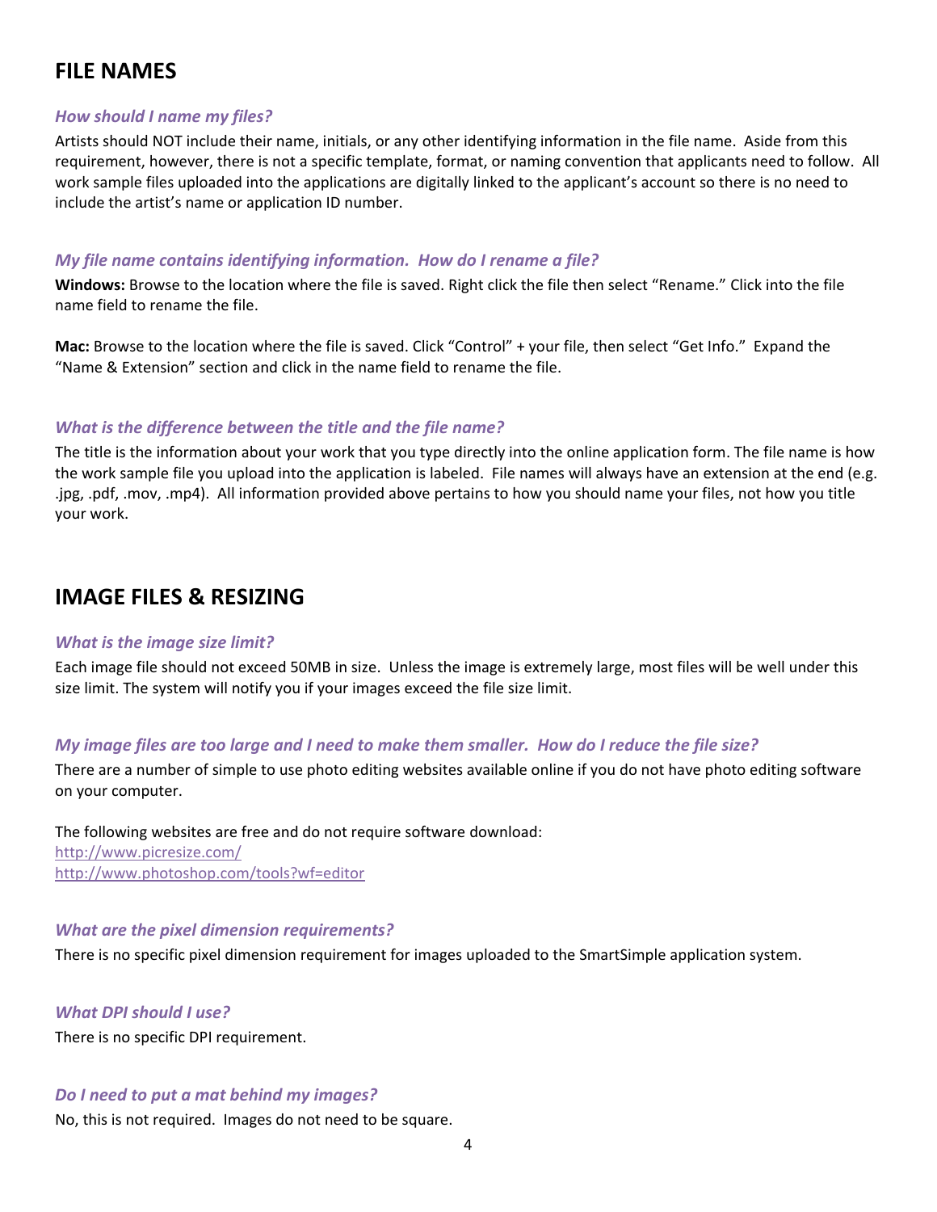## FILE NAMES

### *How should I name my files?*

Artists should NOT include their name, initials, or any other identifying information in the file name. Aside from this requirement, however, there is not a specific template, format, or naming convention that applicants need to follow. All work sample files uploaded into the applications are digitally linked to the applicant's account so there is no need to include the artist's name or application ID number.

### *My file name contains identifying information. How do I rename a file?*

**Windows:** Browse to the location where the file is saved. Right click the file then select "Rename." Click into the file name field to rename the file.

**Mac:** Browse to the location where the file is saved. Click "Control" + your file, then select "Get Info." Expand the "Name & Extension" section and click in the name field to rename the file.

### *What is the difference between the title and the file name?*

The title is the information about your work that you type directly into the online application form. The file name is how the work sample file you upload into the application is labeled. File names will always have an extension at the end (e.g. .jpg, .pdf, .mov, .mp4). All information provided above pertains to how you should name your files, not how you title your work.

## IMAGE FILES & RESIZING

### *What is the image size limit?*

Each image file should not exceed 50MB in size. Unless the image is extremely large, most files will be well under this size limit. The system will notify you if your images exceed the file size limit.

### *My image files are too large and I need to make them smaller. How do I reduce the file size?*

There are a number of simple to use photo editing websites available online if you do not have photo editing software on your computer.

The following websites are free and do not require software download:
http://www.picresize.com/
http://www.photoshop.com/tools?wf=editor

### *What are the pixel dimension requirements?*

There is no specific pixel dimension requirement for images uploaded to the SmartSimple application system.

### *What DPI should I use?*

There is no specific DPI requirement.

### *Do I need to put a mat behind my images?*

No, this is not required. Images do not need to be square.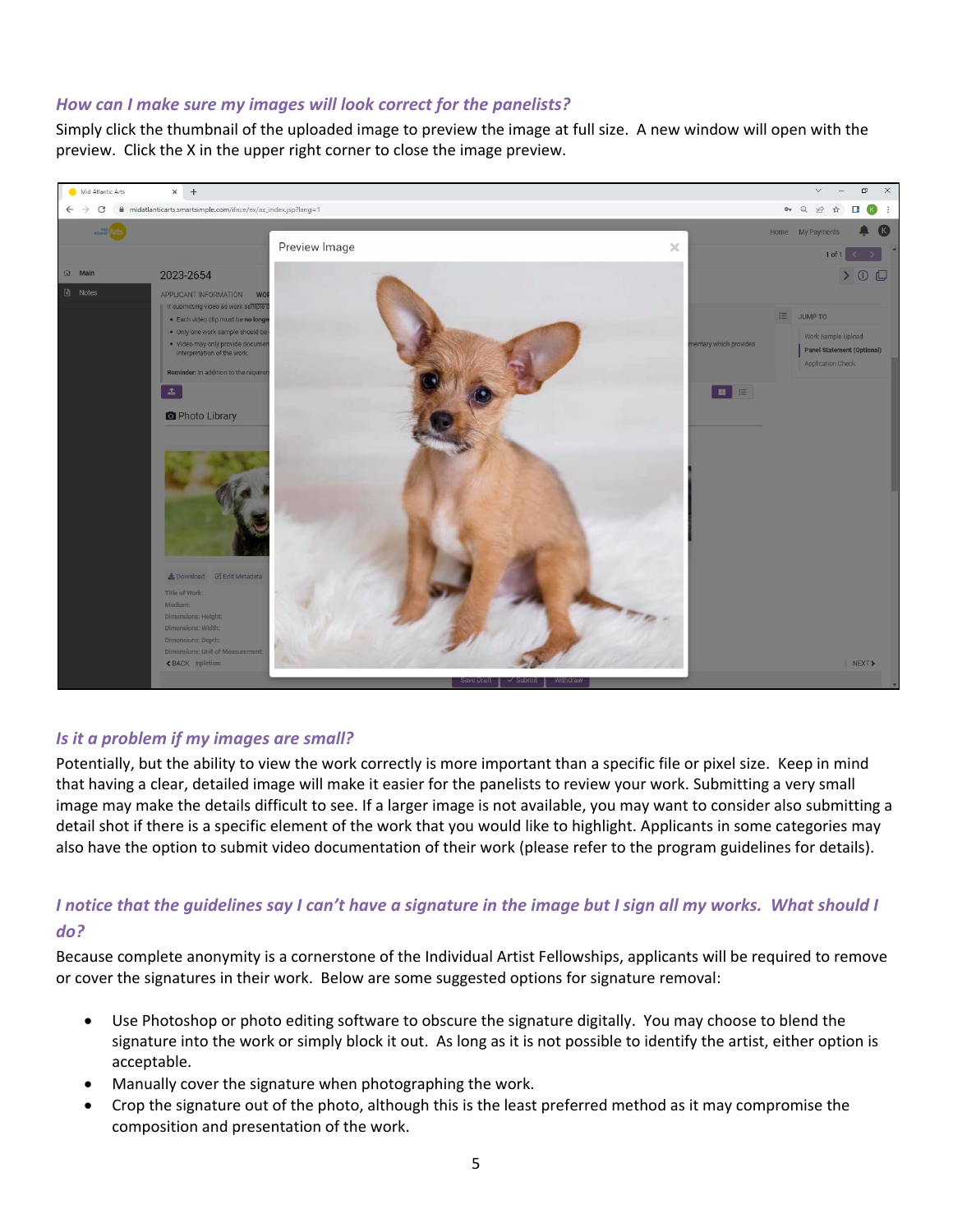### *How can I make sure my images will look correct for the panelists?*

Simply click the thumbnail of the uploaded image to preview the image at full size. A new window will open with the preview. Click the X in the upper right corner to close the image preview.

### *Is it a problem if my images are small?*

Potentially, but the ability to view the work correctly is more important than a specific file or pixel size. Keep in mind that having a clear, detailed image will make it easier for the panelists to review your work. Submitting a very small image may make the details difficult to see. If a larger image is not available, you may want to consider also submitting a detail shot if there is a specific element of the work that you would like to highlight. Applicants in some categories may also have the option to submit video documentation of their work (please refer to the program guidelines for details).

### *I notice that the guidelines say I can't have a signature in the image but I sign all my works. What should I do?*

Because complete anonymity is a cornerstone of the Individual Artist Fellowships, applicants will be required to remove or cover the signatures in their work. Below are some suggested options for signature removal:

- Use Photoshop or photo editing software to obscure the signature digitally. You may choose to blend the signature into the work or simply block it out. As long as it is not possible to identify the artist, either option is acceptable.
- Manually cover the signature when photographing the work.
- Crop the signature out of the photo, although this is the least preferred method as it may compromise the composition and presentation of the work.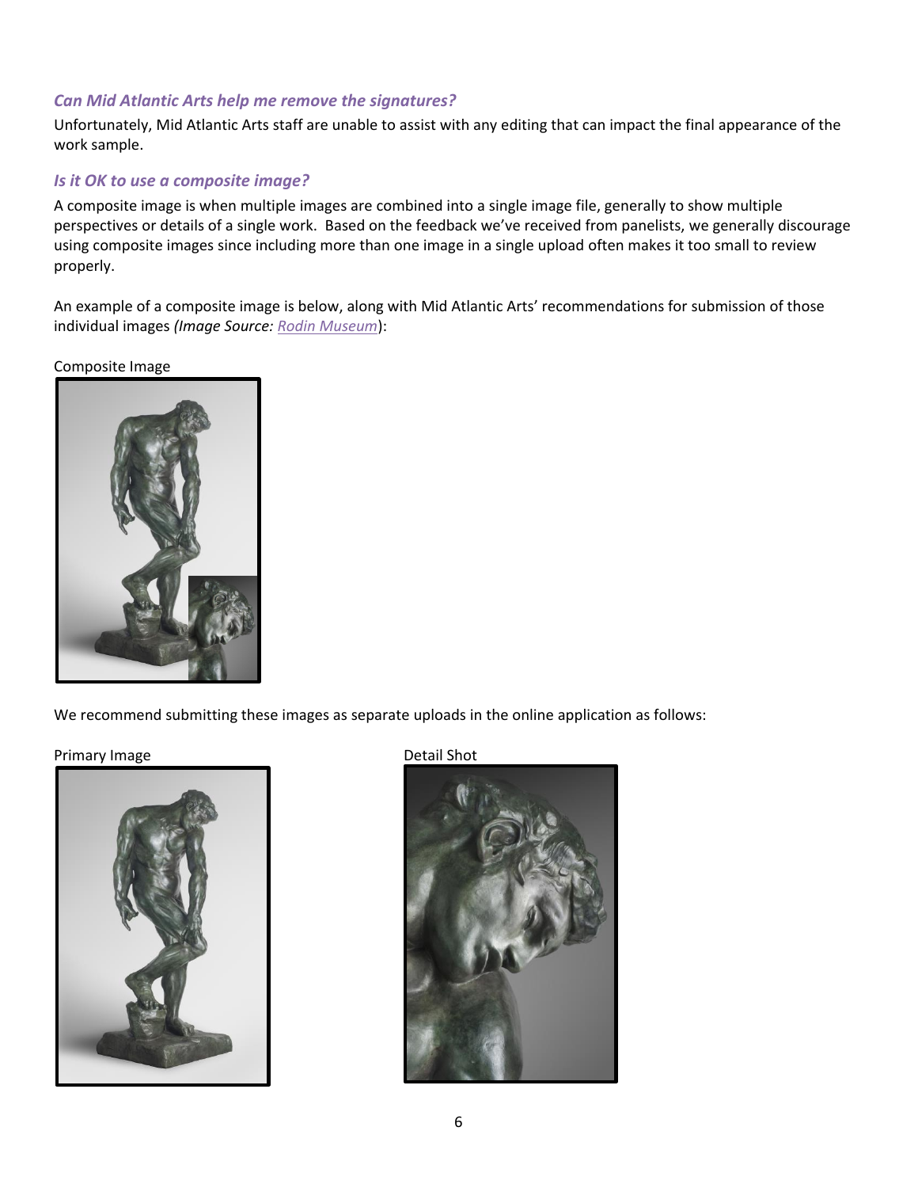### *Can Mid Atlantic Arts help me remove the signatures?*

Unfortunately, Mid Atlantic Arts staff are unable to assist with any editing that can impact the final appearance of the work sample.

### *Is it OK to use a composite image?*

A composite image is when multiple images are combined into a single image file, generally to show multiple perspectives or details of a single work. Based on the feedback we've received from panelists, we generally discourage using composite images since including more than one image in a single upload often makes it too small to review properly.

An example of a composite image is below, along with Mid Atlantic Arts' recommendations for submission of those individual images *(Image Source: Rodin Museum)*:

Composite Image

We recommend submitting these images as separate uploads in the online application as follows:

Primary Image

Detail Shot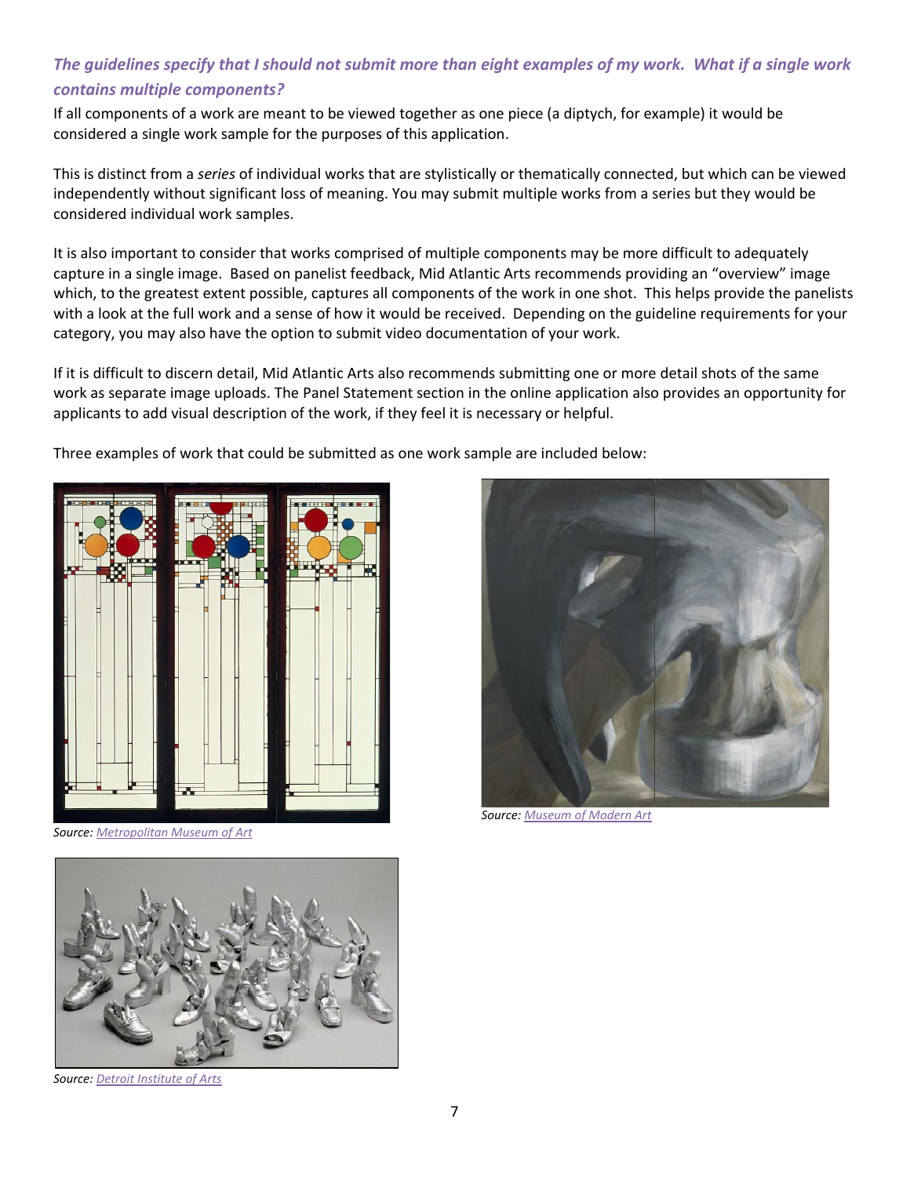***The guidelines specify that I should not submit more than eight examples of my work. What if a single work contains multiple components?***

If all components of a work are meant to be viewed together as one piece (a diptych, for example) it would be considered a single work sample for the purposes of this application.

This is distinct from a *series* of individual works that are stylistically or thematically connected, but which can be viewed independently without significant loss of meaning. You may submit multiple works from a series but they would be considered individual work samples.

It is also important to consider that works comprised of multiple components may be more difficult to adequately capture in a single image. Based on panelist feedback, Mid Atlantic Arts recommends providing an "overview" image which, to the greatest extent possible, captures all components of the work in one shot. This helps provide the panelists with a look at the full work and a sense of how it would be received. Depending on the guideline requirements for your category, you may also have the option to submit video documentation of your work.

If it is difficult to discern detail, Mid Atlantic Arts also recommends submitting one or more detail shots of the same work as separate image uploads. The Panel Statement section in the online application also provides an opportunity for applicants to add visual description of the work, if they feel it is necessary or helpful.

Three examples of work that could be submitted as one work sample are included below:

*Source: Metropolitan Museum of Art*

*Source: Museum of Modern Art*

*Source: Detroit Institute of Arts*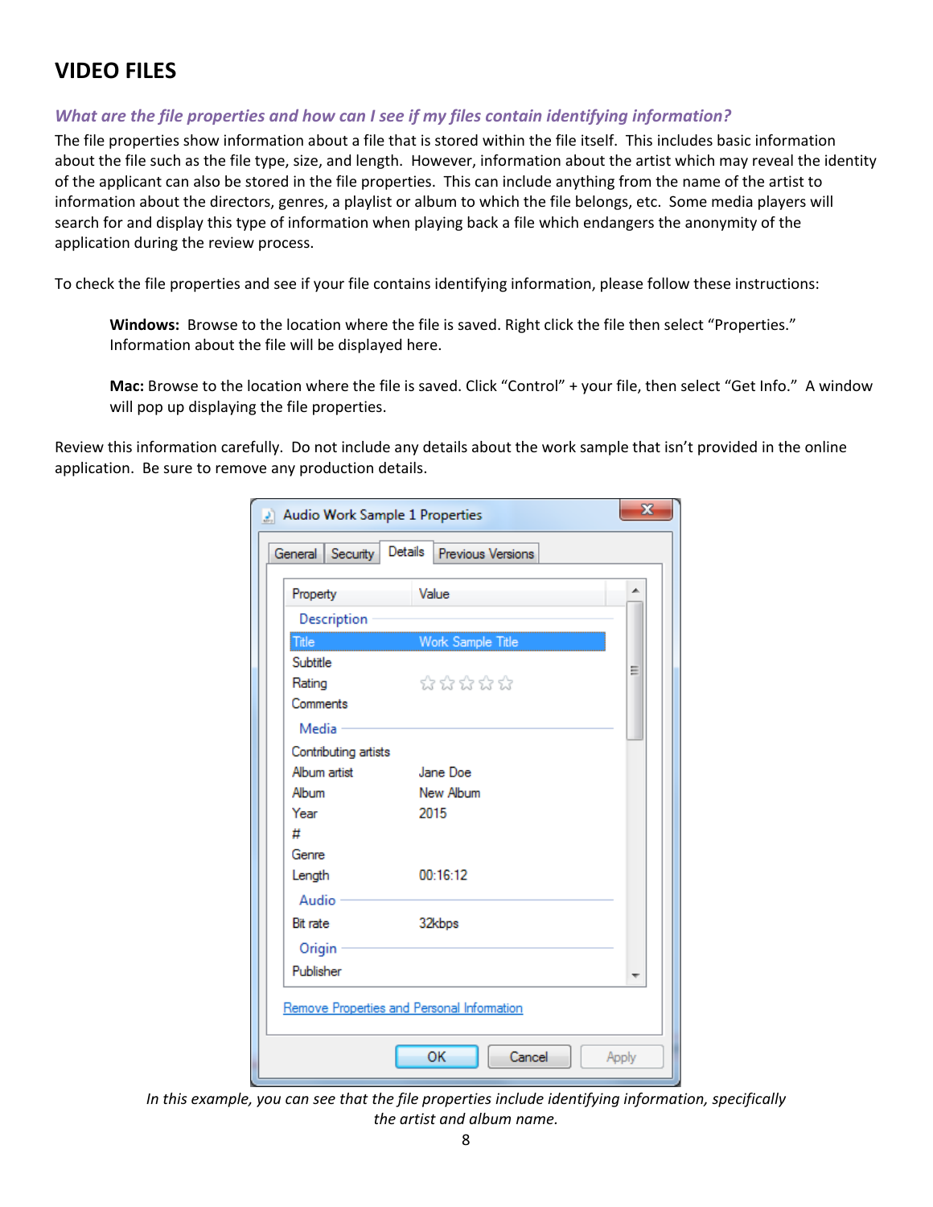# VIDEO FILES

### *What are the file properties and how can I see if my files contain identifying information?*

The file properties show information about a file that is stored within the file itself. This includes basic information about the file such as the file type, size, and length. However, information about the artist which may reveal the identity of the applicant can also be stored in the file properties. This can include anything from the name of the artist to information about the directors, genres, a playlist or album to which the file belongs, etc. Some media players will search for and display this type of information when playing back a file which endangers the anonymity of the application during the review process.

To check the file properties and see if your file contains identifying information, please follow these instructions:

> **Windows:** Browse to the location where the file is saved. Right click the file then select "Properties." Information about the file will be displayed here.
>
> **Mac:** Browse to the location where the file is saved. Click "Control" + your file, then select "Get Info." A window will pop up displaying the file properties.

Review this information carefully. Do not include any details about the work sample that isn't provided in the online application. Be sure to remove any production details.

*In this example, you can see that the file properties include identifying information, specifically the artist and album name.*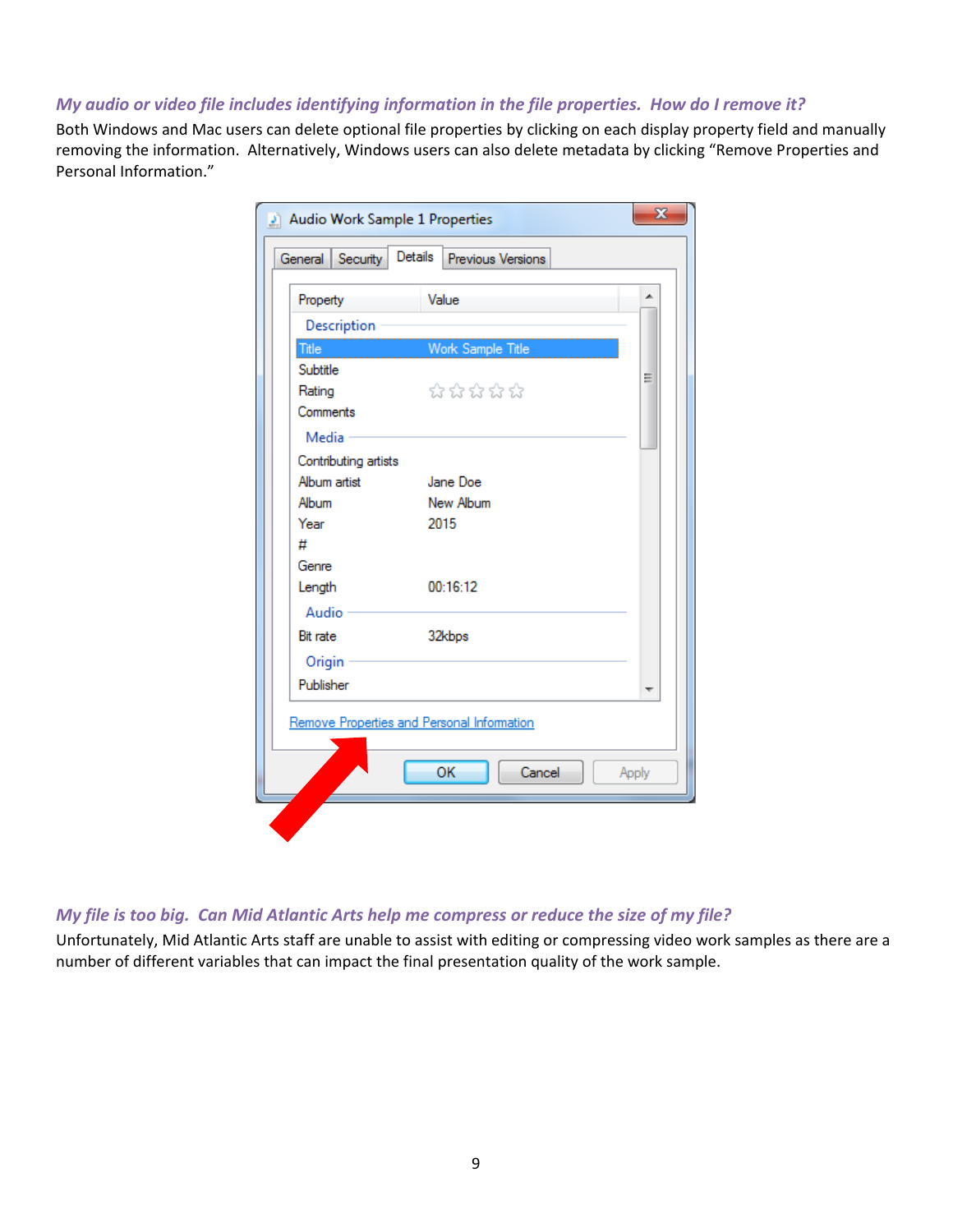### *My audio or video file includes identifying information in the file properties. How do I remove it?*

Both Windows and Mac users can delete optional file properties by clicking on each display property field and manually removing the information. Alternatively, Windows users can also delete metadata by clicking "Remove Properties and Personal Information."

### *My file is too big. Can Mid Atlantic Arts help me compress or reduce the size of my file?*

Unfortunately, Mid Atlantic Arts staff are unable to assist with editing or compressing video work samples as there are a number of different variables that can impact the final presentation quality of the work sample.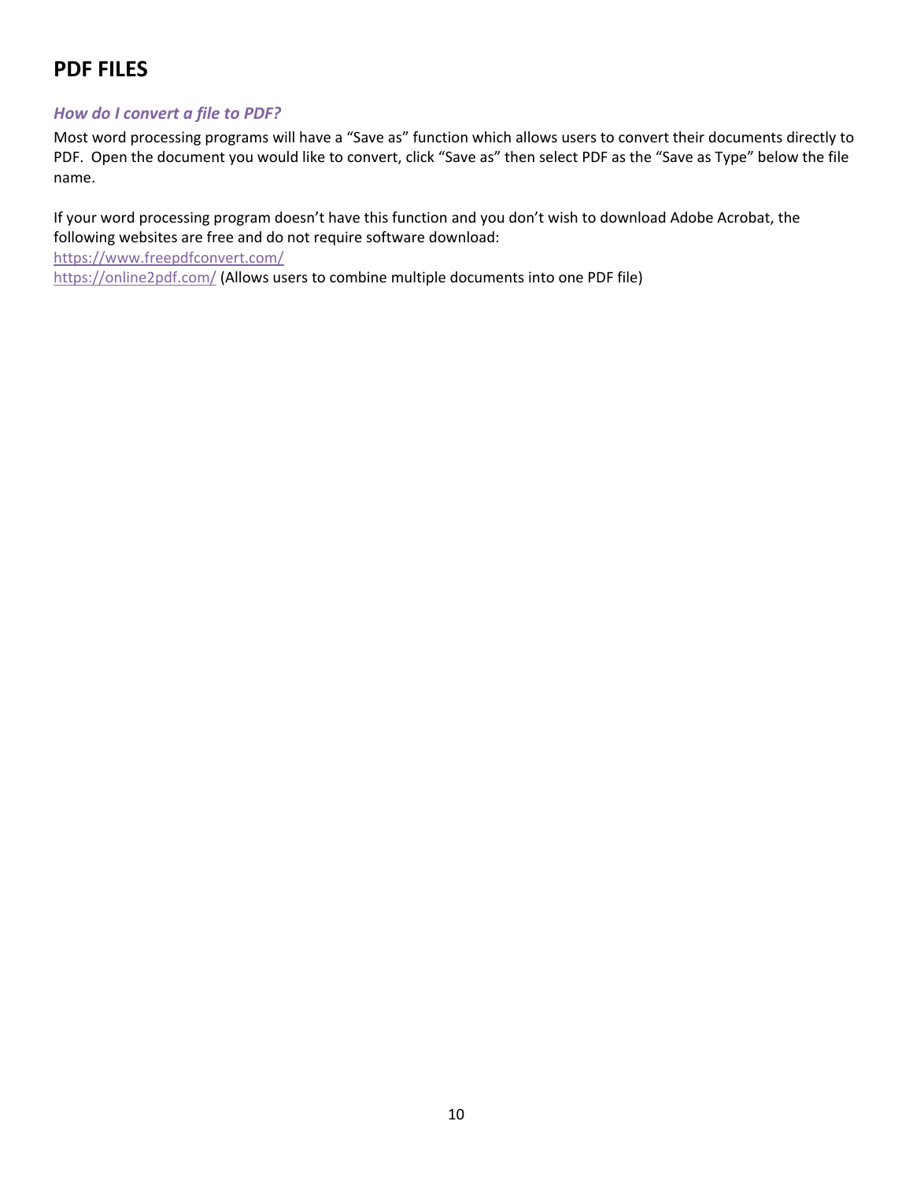# PDF FILES

### *How do I convert a file to PDF?*

Most word processing programs will have a “Save as” function which allows users to convert their documents directly to PDF. Open the document you would like to convert, click “Save as” then select PDF as the “Save as Type” below the file name.

If your word processing program doesn’t have this function and you don’t wish to download Adobe Acrobat, the following websites are free and do not require software download:
https://www.freepdfconvert.com/
https://online2pdf.com/ (Allows users to combine multiple documents into one PDF file)